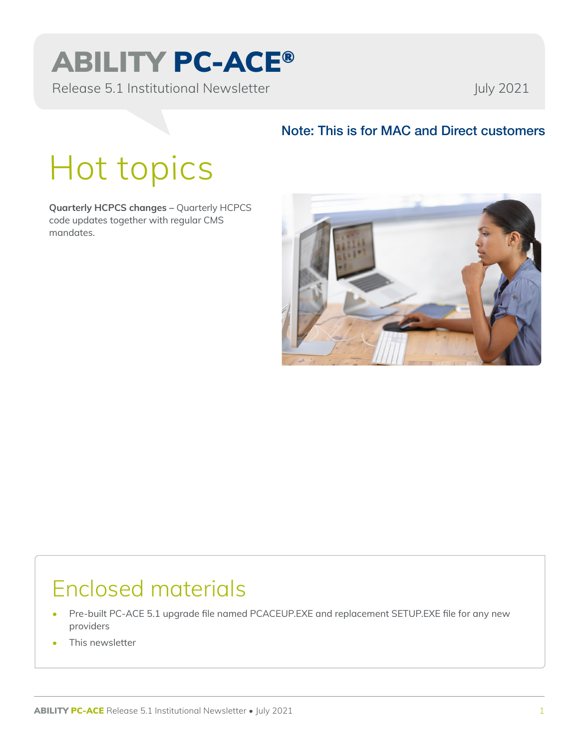# ABILITY PC-ACE®

Release 5.1 Institutional Newsletter

July 2021

**Note: This is for MAC and Direct customers**

## Hot topics

**Quarterly HCPCS changes –** Quarterly HCPCS code updates together with regular CMS mandates.

## Enclosed materials

- Pre-built PC-ACE 5.1 upgrade file named PCACEUP.EXE and replacement SETUP.EXE file for any new providers
- This newsletter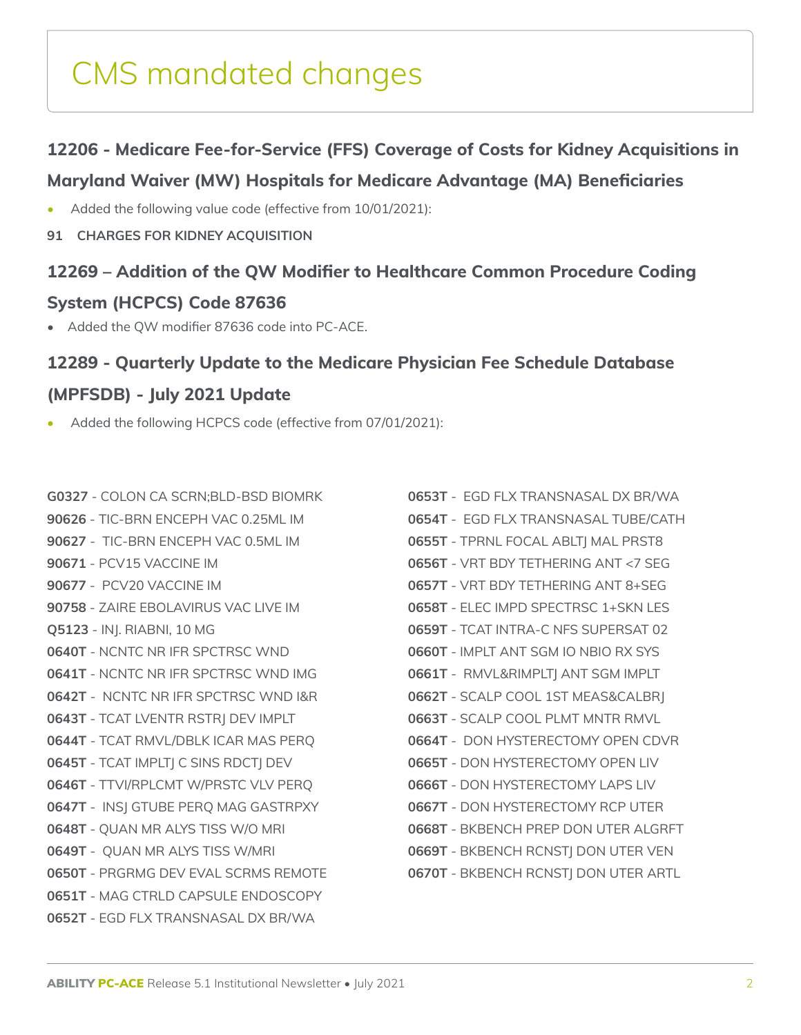# CMS mandated changes

## 12206 - Medicare Fee-for-Service (FFS) Coverage of Costs for Kidney Acquisitions in Maryland Waiver (MW) Hospitals for Medicare Advantage (MA) Beneficiaries

- Added the following value code (effective from 10/01/2021):

**91 CHARGES FOR KIDNEY ACQUISITION**

## 12269 – Addition of the QW Modifier to Healthcare Common Procedure Coding System (HCPCS) Code 87636

- Added the QW modifier 87636 code into PC-ACE.

## 12289 - Quarterly Update to the Medicare Physician Fee Schedule Database (MPFSDB) - July 2021 Update

- Added the following HCPCS code (effective from 07/01/2021):

**G0327** - COLON CA SCRN;BLD-BSD BIOMRK
**90626** - TIC-BRN ENCEPH VAC 0.25ML IM
**90627** - TIC-BRN ENCEPH VAC 0.5ML IM
**90671** - PCV15 VACCINE IM
**90677** - PCV20 VACCINE IM
**90758** - ZAIRE EBOLAVIRUS VAC LIVE IM
**Q5123** - INJ. RIABNI, 10 MG
**0640T** - NCNTC NR IFR SPCTRSC WND
**0641T** - NCNTC NR IFR SPCTRSC WND IMG
**0642T** - NCNTC NR IFR SPCTRSC WND I&R
**0643T** - TCAT LVENTR RSTRJ DEV IMPLT
**0644T** - TCAT RMVL/DBLK ICAR MAS PERQ
**0645T** - TCAT IMPLTJ C SINS RDCTJ DEV
**0646T** - TTVI/RPLCMT W/PRSTC VLV PERQ
**0647T** - INSJ GTUBE PERQ MAG GASTRPXY
**0648T** - QUAN MR ALYS TISS W/O MRI
**0649T** - QUAN MR ALYS TISS W/MRI
**0650T** - PRGRMG DEV EVAL SCRMS REMOTE
**0651T** - MAG CTRLD CAPSULE ENDOSCOPY
**0652T** - EGD FLX TRANSNASAL DX BR/WA
**0653T** - EGD FLX TRANSNASAL DX BR/WA
**0654T** - EGD FLX TRANSNASAL TUBE/CATH
**0655T** - TPRNL FOCAL ABLTJ MAL PRST8
**0656T** - VRT BDY TETHERING ANT <7 SEG
**0657T** - VRT BDY TETHERING ANT 8+SEG
**0658T** - ELEC IMPD SPECTRSC 1+SKN LES
**0659T** - TCAT INTRA-C NFS SUPERSAT 02
**0660T** - IMPLT ANT SGM IO NBIO RX SYS
**0661T** - RMVL&RIMPLTJ ANT SGM IMPLT
**0662T** - SCALP COOL 1ST MEAS&CALBRJ
**0663T** - SCALP COOL PLMT MNTR RMVL
**0664T** - DON HYSTERECTOMY OPEN CDVR
**0665T** - DON HYSTERECTOMY OPEN LIV
**0666T** - DON HYSTERECTOMY LAPS LIV
**0667T** - DON HYSTERECTOMY RCP UTER
**0668T** - BKBENCH PREP DON UTER ALGRFT
**0669T** - BKBENCH RCNSTJ DON UTER VEN
**0670T** - BKBENCH RCNSTJ DON UTER ARTL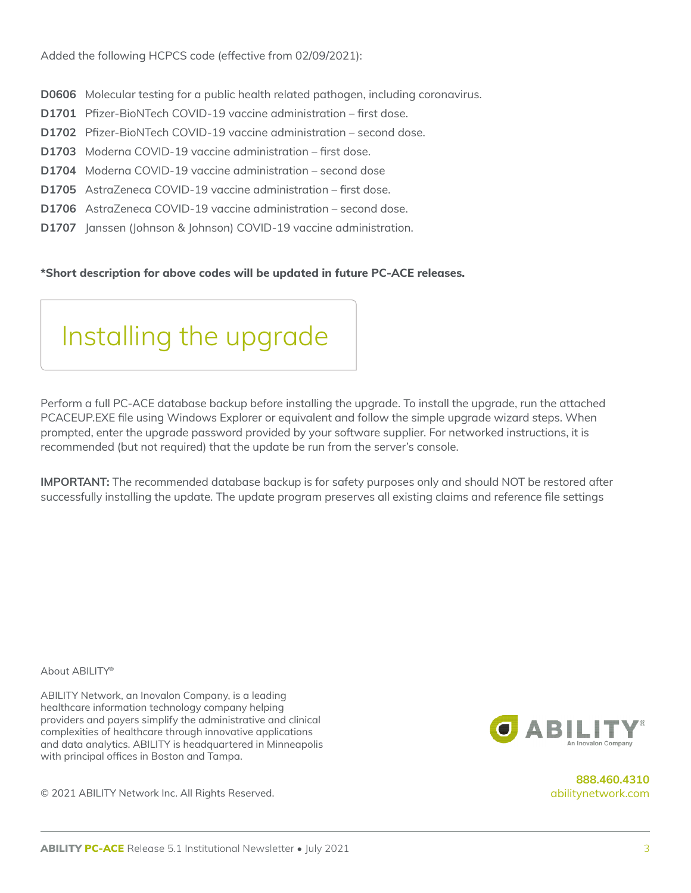Added the following HCPCS code (effective from 02/09/2021):

**D0606** Molecular testing for a public health related pathogen, including coronavirus.

**D1701** Pfizer-BioNTech COVID-19 vaccine administration – first dose.

**D1702** Pfizer-BioNTech COVID-19 vaccine administration – second dose.

**D1703** Moderna COVID-19 vaccine administration – first dose.

**D1704** Moderna COVID-19 vaccine administration – second dose

**D1705** AstraZeneca COVID-19 vaccine administration – first dose.

**D1706** AstraZeneca COVID-19 vaccine administration – second dose.

**D1707** Janssen (Johnson & Johnson) COVID-19 vaccine administration.

***Short description for above codes will be updated in future PC-ACE releases.**

# Installing the upgrade

Perform a full PC-ACE database backup before installing the upgrade. To install the upgrade, run the attached PCACEUP.EXE file using Windows Explorer or equivalent and follow the simple upgrade wizard steps. When prompted, enter the upgrade password provided by your software supplier. For networked instructions, it is recommended (but not required) that the update be run from the server's console.

**IMPORTANT:** The recommended database backup is for safety purposes only and should NOT be restored after successfully installing the update. The update program preserves all existing claims and reference file settings

About ABILITY®

ABILITY Network, an Inovalon Company, is a leading healthcare information technology company helping providers and payers simplify the administrative and clinical complexities of healthcare through innovative applications and data analytics. ABILITY is headquartered in Minneapolis with principal offices in Boston and Tampa.

ABILITY® An Inovalon Company

888.460.4310
abilitynetwork.com

© 2021 ABILITY Network Inc. All Rights Reserved.